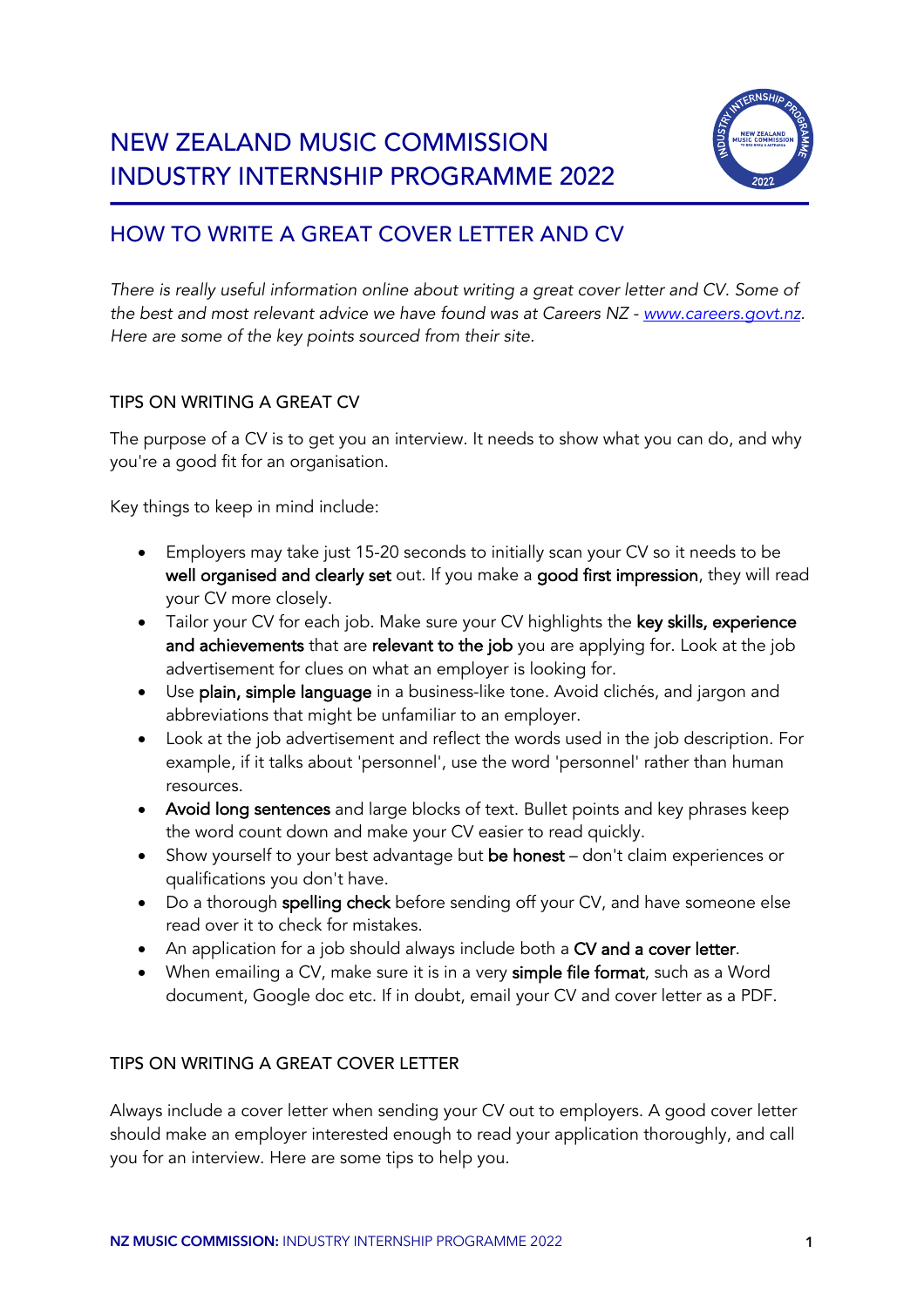# NEW ZEALAND MUSIC COMMISSION INDUSTRY INTERNSHIP PROGRAMME 2022

## HOW TO WRITE A GREAT COVER LETTER AND CV

*There is really useful information online about writing a great cover letter and CV. Some of the best and most relevant advice we have found was at Careers NZ - [www.careers.govt.nz](http://www.careers.govt.nz). Here are some of the key points sourced from their site.*

### TIPS ON WRITING A GREAT CV

The purpose of a CV is to get you an interview. It needs to show what you can do, and why you're a good fit for an organisation.

Key things to keep in mind include:

- Employers may take just 15-20 seconds to initially scan your CV so it needs to be **well organised and clearly set** out. If you make a **good first impression**, they will read your CV more closely.
- Tailor your CV for each job. Make sure your CV highlights the **key skills, experience and achievements** that are **relevant to the job** you are applying for. Look at the job advertisement for clues on what an employer is looking for.
- Use **plain, simple language** in a business-like tone. Avoid clichés, and jargon and abbreviations that might be unfamiliar to an employer.
- Look at the job advertisement and reflect the words used in the job description. For example, if it talks about 'personnel', use the word 'personnel' rather than human resources.
- **Avoid long sentences** and large blocks of text. Bullet points and key phrases keep the word count down and make your CV easier to read quickly.
- Show yourself to your best advantage but **be honest** – don't claim experiences or qualifications you don't have.
- Do a thorough **spelling check** before sending off your CV, and have someone else read over it to check for mistakes.
- An application for a job should always include both a **CV and a cover letter**.
- When emailing a CV, make sure it is in a very **simple file format**, such as a Word document, Google doc etc. If in doubt, email your CV and cover letter as a PDF.

### TIPS ON WRITING A GREAT COVER LETTER

Always include a cover letter when sending your CV out to employers. A good cover letter should make an employer interested enough to read your application thoroughly, and call you for an interview. Here are some tips to help you.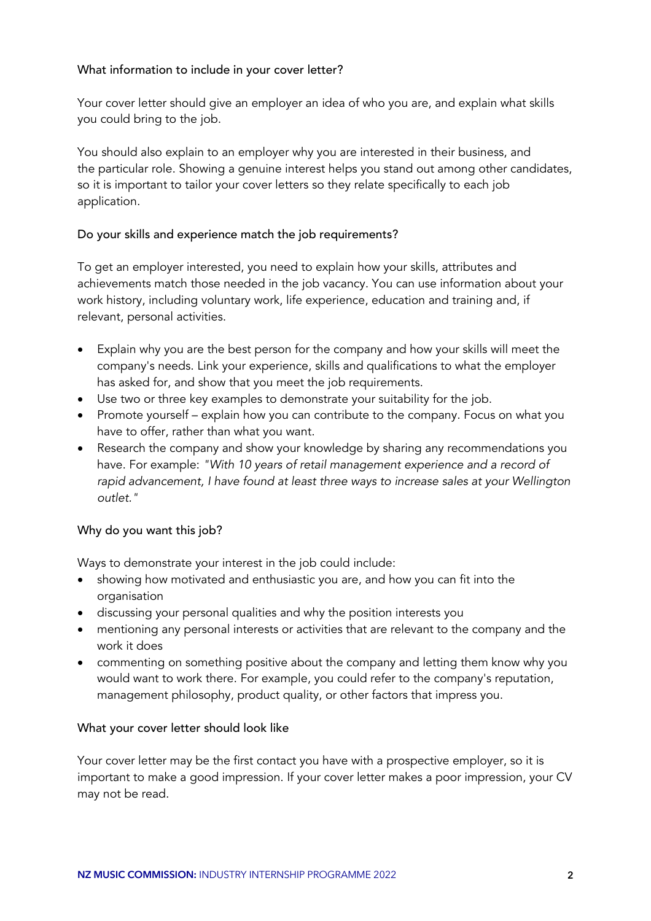### What information to include in your cover letter?

Your cover letter should give an employer an idea of who you are, and explain what skills you could bring to the job.

You should also explain to an employer why you are interested in their business, and the particular role. Showing a genuine interest helps you stand out among other candidates, so it is important to tailor your cover letters so they relate specifically to each job application.

### Do your skills and experience match the job requirements?

To get an employer interested, you need to explain how your skills, attributes and achievements match those needed in the job vacancy. You can use information about your work history, including voluntary work, life experience, education and training and, if relevant, personal activities.

- Explain why you are the best person for the company and how your skills will meet the company's needs. Link your experience, skills and qualifications to what the employer has asked for, and show that you meet the job requirements.
- Use two or three key examples to demonstrate your suitability for the job.
- Promote yourself – explain how you can contribute to the company. Focus on what you have to offer, rather than what you want.
- Research the company and show your knowledge by sharing any recommendations you have. For example: *"With 10 years of retail management experience and a record of rapid advancement, I have found at least three ways to increase sales at your Wellington outlet."*

### Why do you want this job?

Ways to demonstrate your interest in the job could include:

- showing how motivated and enthusiastic you are, and how you can fit into the organisation
- discussing your personal qualities and why the position interests you
- mentioning any personal interests or activities that are relevant to the company and the work it does
- commenting on something positive about the company and letting them know why you would want to work there. For example, you could refer to the company's reputation, management philosophy, product quality, or other factors that impress you.

### What your cover letter should look like

Your cover letter may be the first contact you have with a prospective employer, so it is important to make a good impression. If your cover letter makes a poor impression, your CV may not be read.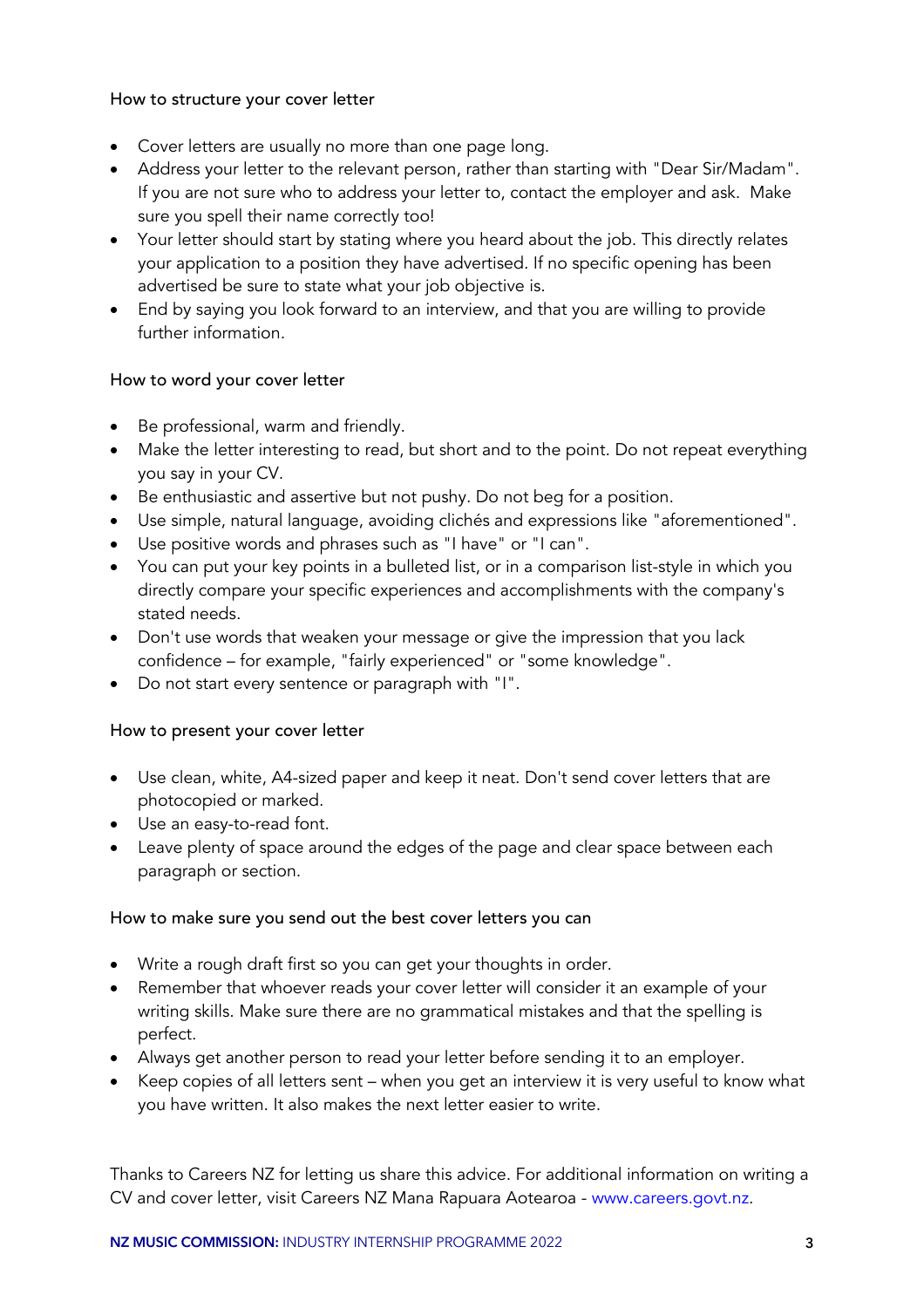## How to structure your cover letter

- Cover letters are usually no more than one page long.
- Address your letter to the relevant person, rather than starting with "Dear Sir/Madam". If you are not sure who to address your letter to, contact the employer and ask. Make sure you spell their name correctly too!
- Your letter should start by stating where you heard about the job. This directly relates your application to a position they have advertised. If no specific opening has been advertised be sure to state what your job objective is.
- End by saying you look forward to an interview, and that you are willing to provide further information.

## How to word your cover letter

- Be professional, warm and friendly.
- Make the letter interesting to read, but short and to the point. Do not repeat everything you say in your CV.
- Be enthusiastic and assertive but not pushy. Do not beg for a position.
- Use simple, natural language, avoiding clichés and expressions like "aforementioned".
- Use positive words and phrases such as "I have" or "I can".
- You can put your key points in a bulleted list, or in a comparison list-style in which you directly compare your specific experiences and accomplishments with the company's stated needs.
- Don't use words that weaken your message or give the impression that you lack confidence – for example, "fairly experienced" or "some knowledge".
- Do not start every sentence or paragraph with "I".

## How to present your cover letter

- Use clean, white, A4-sized paper and keep it neat. Don't send cover letters that are photocopied or marked.
- Use an easy-to-read font.
- Leave plenty of space around the edges of the page and clear space between each paragraph or section.

## How to make sure you send out the best cover letters you can

- Write a rough draft first so you can get your thoughts in order.
- Remember that whoever reads your cover letter will consider it an example of your writing skills. Make sure there are no grammatical mistakes and that the spelling is perfect.
- Always get another person to read your letter before sending it to an employer.
- Keep copies of all letters sent – when you get an interview it is very useful to know what you have written. It also makes the next letter easier to write.

Thanks to Careers NZ for letting us share this advice. For additional information on writing a CV and cover letter, visit Careers NZ Mana Rapuara Aotearoa - www.careers.govt.nz.